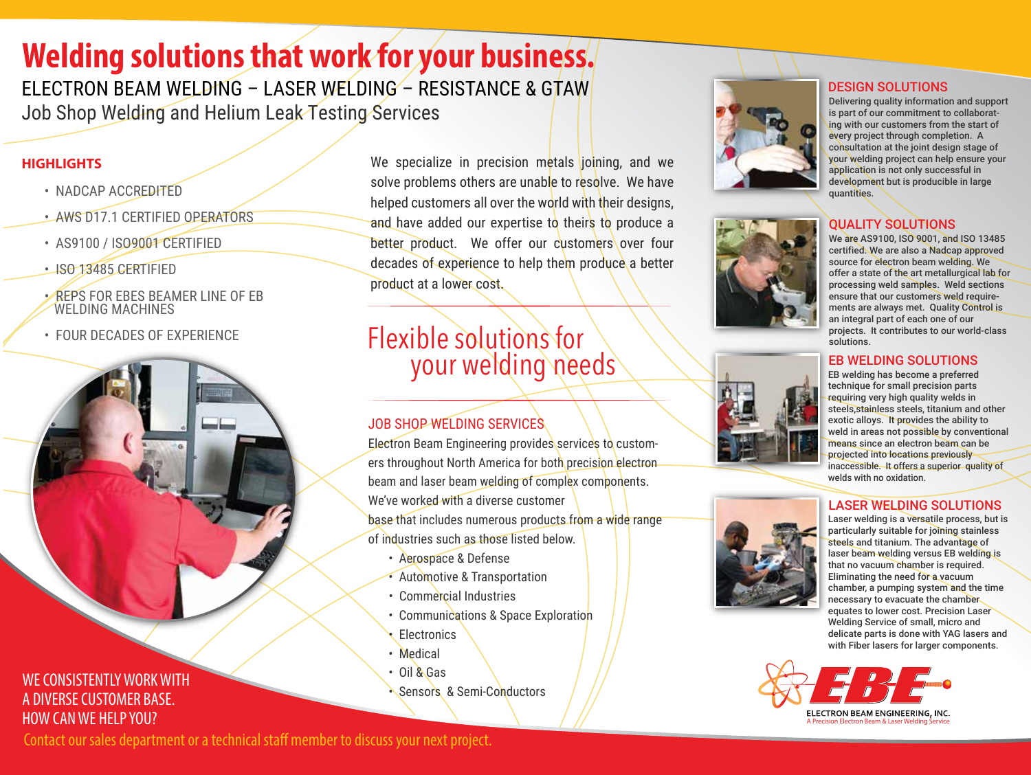# Welding solutions that work for your business.

ELECTRON BEAM WELDING – LASER WELDING – RESISTANCE & GTAW

Job Shop Welding and Helium Leak Testing Services

## HIGHLIGHTS

- NADCAP ACCREDITED
- AWS D17.1 CERTIFIED OPERATORS
- AS9100 / ISO9001 CERTIFIED
- ISO 13485 CERTIFIED
- REPS FOR EBES BEAMER LINE OF EB WELDING MACHINES
- FOUR DECADES OF EXPERIENCE

WE CONSISTENTLY WORK WITH A DIVERSE CUSTOMER BASE. HOW CAN WE HELP YOU?

Contact our sales department or a technical staff member to discuss your next project.

We specialize in precision metals joining, and we solve problems others are unable to resolve. We have helped customers all over the world with their designs, and have added our expertise to theirs to produce a better product. We offer our customers over four decades of experience to help them produce a better product at a lower cost.

## Flexible solutions for your welding needs

### JOB SHOP WELDING SERVICES

Electron Beam Engineering provides services to customers throughout North America for both precision electron beam and laser beam welding of complex components. We've worked with a diverse customer base that includes numerous products from a wide range of industries such as those listed below.

- Aerospace & Defense
- Automotive & Transportation
- Commercial Industries
- Communications & Space Exploration
- Electronics
- Medical
- Oil & Gas
- Sensors & Semi-Conductors

### DESIGN SOLUTIONS

Delivering quality information and support is part of our commitment to collaborating with our customers from the start of every project through completion. A consultation at the joint design stage of your welding project can help ensure your application is not only successful in development but is producible in large quantities.

### QUALITY SOLUTIONS

We are AS9100, ISO 9001, and ISO 13485 certified. We are also a Nadcap approved source for electron beam welding. We offer a state of the art metallurgical lab for processing weld samples. Weld sections ensure that our customers weld requirements are always met. Quality Control is an integral part of each one of our projects. It contributes to our world-class solutions.

### EB WELDING SOLUTIONS

EB welding has become a preferred technique for small precision parts requiring very high quality welds in steels,stainless steels, titanium and other exotic alloys. It provides the ability to weld in areas not possible by conventional means since an electron beam can be projected into locations previously inaccessible. It offers a superior quality of welds with no oxidation.

### LASER WELDING SOLUTIONS

Laser welding is a versatile process, but is particularly suitable for joining stainless steels and titanium. The advantage of laser beam welding versus EB welding is that no vacuum chamber is required. Eliminating the need for a vacuum chamber, a pumping system and the time necessary to evacuate the chamber equates to lower cost. Precision Laser Welding Service of small, micro and delicate parts is done with YAG lasers and with Fiber lasers for larger components.

EBE

ELECTRON BEAM ENGINEERING, INC.

A Precision Electron Beam & Laser Welding Service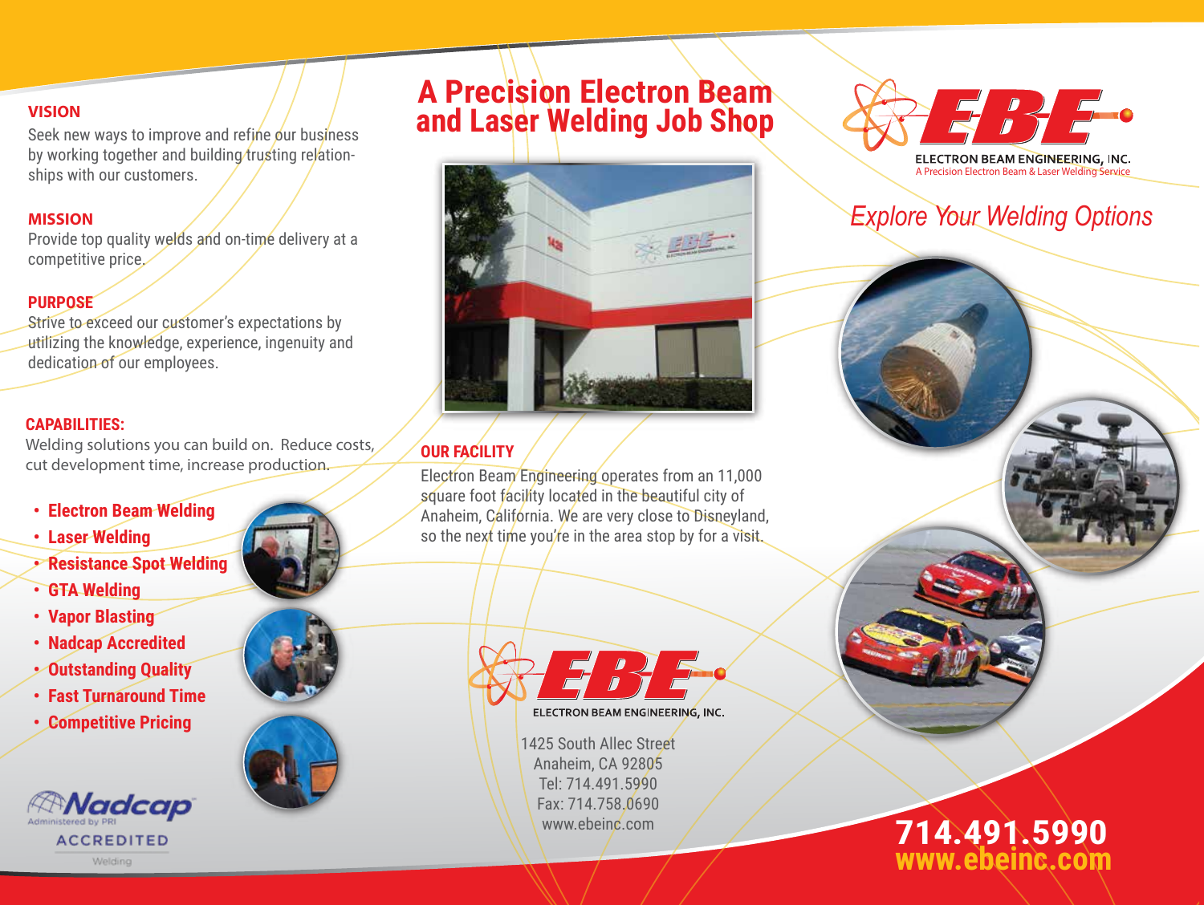## VISION

Seek new ways to improve and refine our business by working together and building trusting relationships with our customers.

## MISSION

Provide top quality welds and on-time delivery at a competitive price.

## PURPOSE

Strive to exceed our customer's expectations by utilizing the knowledge, experience, ingenuity and dedication of our employees.

## CAPABILITIES:

Welding solutions you can build on. Reduce costs, cut development time, increase production.

- **Electron Beam Welding**
- **Laser Welding**
- **Resistance Spot Welding**
- **GTA Welding**
- **Vapor Blasting**
- **Nadcap Accredited**
- **Outstanding Quality**
- **Fast Turnaround Time**
- **Competitive Pricing**

Nadcap
Administered by PRI
ACCREDITED
Welding

# A Precision Electron Beam and Laser Welding Job Shop

## OUR FACILITY

Electron Beam Engineering operates from an 11,000 square foot facility located in the beautiful city of Anaheim, California. We are very close to Disneyland, so the next time you're in the area stop by for a visit.

EBE
ELECTRON BEAM ENGINEERING, INC.

1425 South Allec Street
Anaheim, CA 92805
Tel: 714.491.5990
Fax: 714.758.0690
www.ebeinc.com

EBE
ELECTRON BEAM ENGINEERING, INC.
A Precision Electron Beam & Laser Welding Service

*Explore Your Welding Options*

**714.491.5990**
**www.ebeinc.com**